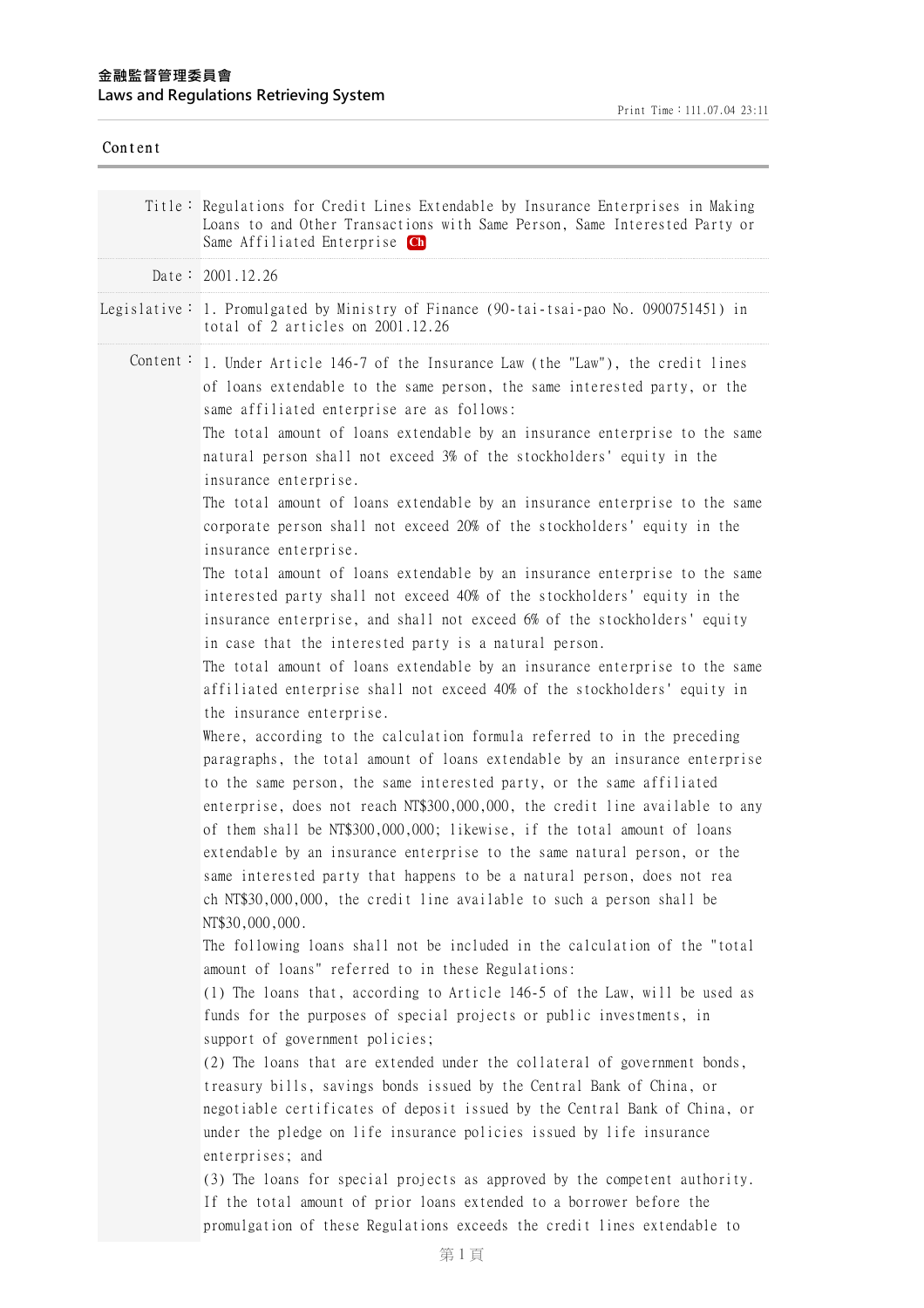金融監督管理委員會
Laws and Regulations Retrieving System

Content

**Title：** Regulations for Credit Lines Extendable by Insurance Enterprises in Making Loans to and Other Transactions with Same Person, Same Interested Party or Same Affiliated Enterprise Ch

**Date：** 2001.12.26

**Legislative：** 1. Promulgated by Ministry of Finance (90-tai-tsai-pao No. 0900751451) in total of 2 articles on 2001.12.26

**Content：** 1. Under Article 146-7 of the Insurance Law (the "Law"), the credit lines of loans extendable to the same person, the same interested party, or the same affiliated enterprise are as follows:

The total amount of loans extendable by an insurance enterprise to the same natural person shall not exceed 3% of the stockholders' equity in the insurance enterprise.

The total amount of loans extendable by an insurance enterprise to the same corporate person shall not exceed 20% of the stockholders' equity in the insurance enterprise.

The total amount of loans extendable by an insurance enterprise to the same interested party shall not exceed 40% of the stockholders' equity in the insurance enterprise, and shall not exceed 6% of the stockholders' equity in case that the interested party is a natural person.

The total amount of loans extendable by an insurance enterprise to the same affiliated enterprise shall not exceed 40% of the stockholders' equity in the insurance enterprise.

Where, according to the calculation formula referred to in the preceding paragraphs, the total amount of loans extendable by an insurance enterprise to the same person, the same interested party, or the same affiliated enterprise, does not reach NT$300,000,000, the credit line available to any of them shall be NT$300,000,000; likewise, if the total amount of loans extendable by an insurance enterprise to the same natural person, or the same interested party that happens to be a natural person, does not reach NT$30,000,000, the credit line available to such a person shall be NT$30,000,000.

The following loans shall not be included in the calculation of the "total amount of loans" referred to in these Regulations:

(1) The loans that, according to Article 146-5 of the Law, will be used as funds for the purposes of special projects or public investments, in support of government policies;

(2) The loans that are extended under the collateral of government bonds, treasury bills, savings bonds issued by the Central Bank of China, or negotiable certificates of deposit issued by the Central Bank of China, or under the pledge on life insurance policies issued by life insurance enterprises; and

(3) The loans for special projects as approved by the competent authority.

If the total amount of prior loans extended to a borrower before the promulgation of these Regulations exceeds the credit lines extendable to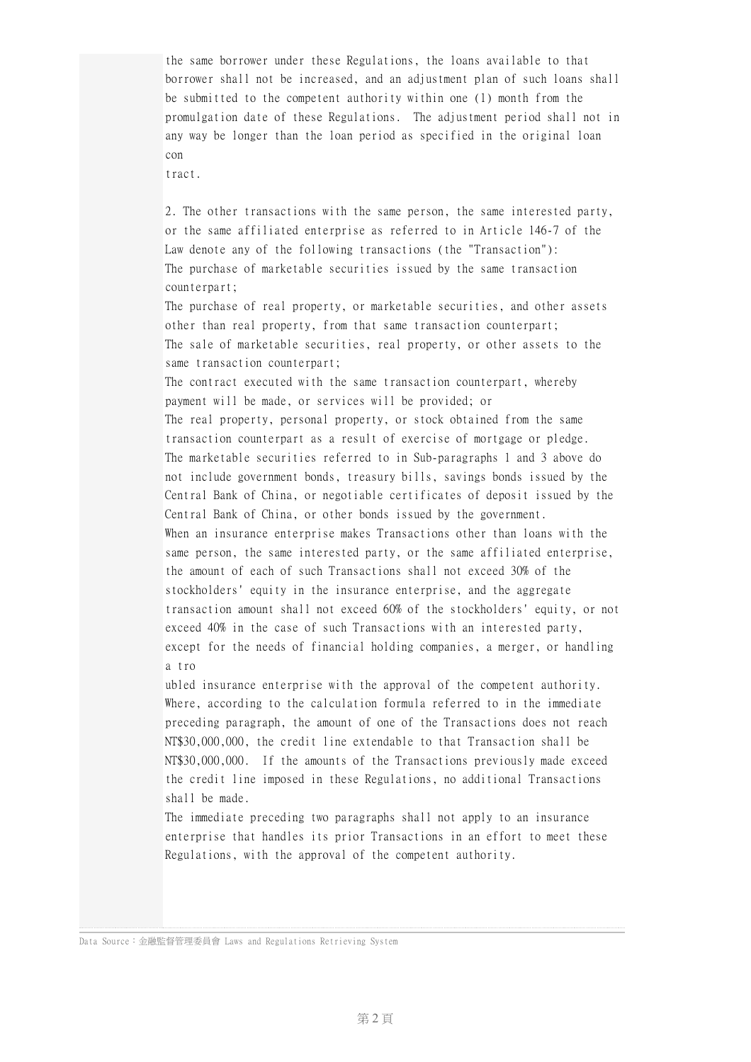the same borrower under these Regulations, the loans available to that borrower shall not be increased, and an adjustment plan of such loans shall be submitted to the competent authority within one (1) month from the promulgation date of these Regulations. The adjustment period shall not in any way be longer than the loan period as specified in the original loan contract.

2. The other transactions with the same person, the same interested party, or the same affiliated enterprise as referred to in Article 146-7 of the Law denote any of the following transactions (the "Transaction"):
The purchase of marketable securities issued by the same transaction counterpart;
The purchase of real property, or marketable securities, and other assets other than real property, from that same transaction counterpart;
The sale of marketable securities, real property, or other assets to the same transaction counterpart;
The contract executed with the same transaction counterpart, whereby payment will be made, or services will be provided; or
The real property, personal property, or stock obtained from the same transaction counterpart as a result of exercise of mortgage or pledge.
The marketable securities referred to in Sub-paragraphs 1 and 3 above do not include government bonds, treasury bills, savings bonds issued by the Central Bank of China, or negotiable certificates of deposit issued by the Central Bank of China, or other bonds issued by the government.
When an insurance enterprise makes Transactions other than loans with the same person, the same interested party, or the same affiliated enterprise, the amount of each of such Transactions shall not exceed 30% of the stockholders' equity in the insurance enterprise, and the aggregate transaction amount shall not exceed 60% of the stockholders' equity, or not exceed 40% in the case of such Transactions with an interested party, except for the needs of financial holding companies, a merger, or handling a troubled insurance enterprise with the approval of the competent authority.
Where, according to the calculation formula referred to in the immediate preceding paragraph, the amount of one of the Transactions does not reach NT$30,000,000, the credit line extendable to that Transaction shall be NT$30,000,000. If the amounts of the Transactions previously made exceed the credit line imposed in these Regulations, no additional Transactions shall be made.
The immediate preceding two paragraphs shall not apply to an insurance enterprise that handles its prior Transactions in an effort to meet these Regulations, with the approval of the competent authority.

Data Source：金融監督管理委員會 Laws and Regulations Retrieving System